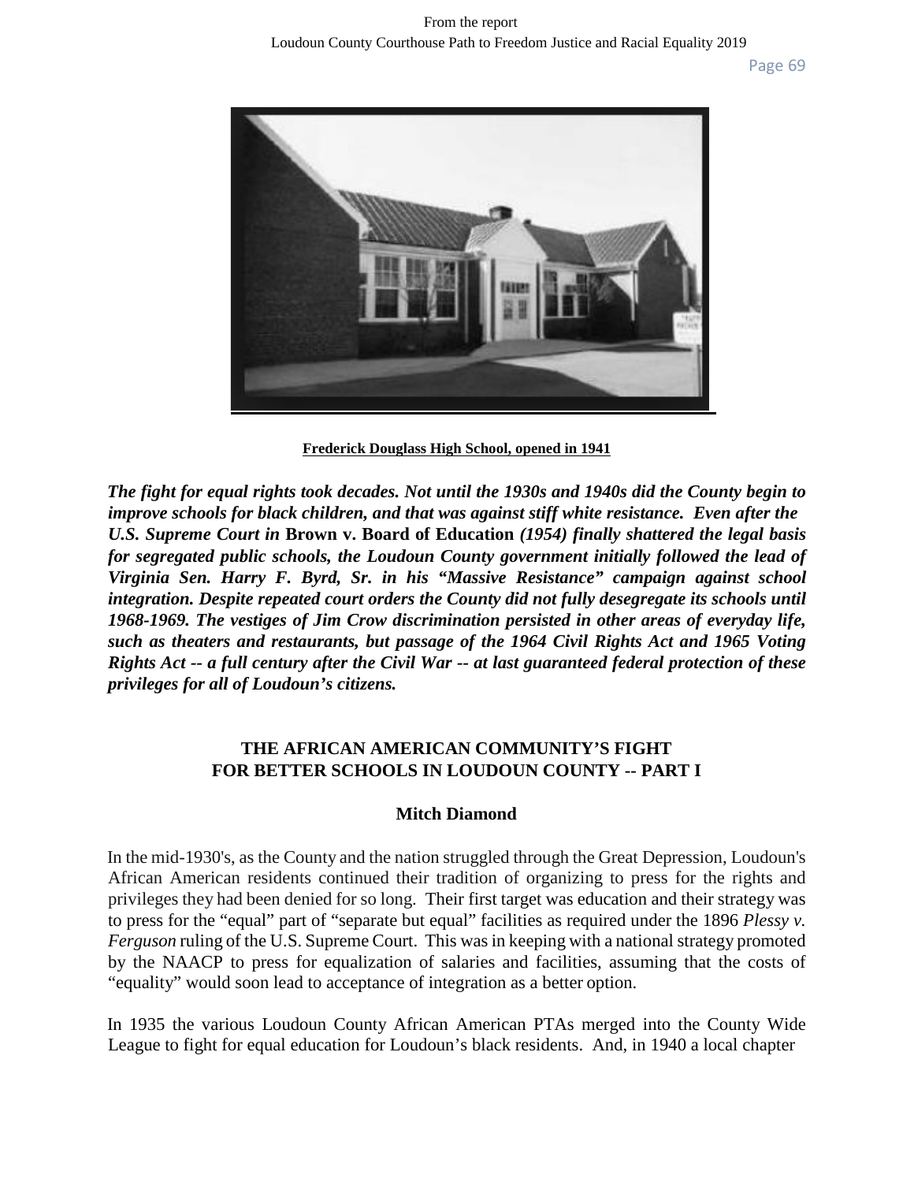**Frederick Douglass High School, opened in 1941**

***The fight for equal rights took decades. Not until the 1930s and 1940s did the County begin to improve schools for black children, and that was against stiff white resistance. Even after the U.S. Supreme Court in* Brown v. Board of Education *(1954) finally shattered the legal basis for segregated public schools, the Loudoun County government initially followed the lead of Virginia Sen. Harry F. Byrd, Sr. in his "Massive Resistance" campaign against school integration. Despite repeated court orders the County did not fully desegregate its schools until 1968-1969. The vestiges of Jim Crow discrimination persisted in other areas of everyday life, such as theaters and restaurants, but passage of the 1964 Civil Rights Act and 1965 Voting Rights Act -- a full century after the Civil War -- at last guaranteed federal protection of these privileges for all of Loudoun's citizens.***

## THE AFRICAN AMERICAN COMMUNITY'S FIGHT FOR BETTER SCHOOLS IN LOUDOUN COUNTY -- PART I

**Mitch Diamond**

In the mid-1930's, as the County and the nation struggled through the Great Depression, Loudoun's African American residents continued their tradition of organizing to press for the rights and privileges they had been denied for so long. Their first target was education and their strategy was to press for the "equal" part of "separate but equal" facilities as required under the 1896 *Plessy v. Ferguson* ruling of the U.S. Supreme Court. This was in keeping with a national strategy promoted by the NAACP to press for equalization of salaries and facilities, assuming that the costs of "equality" would soon lead to acceptance of integration as a better option.

In 1935 the various Loudoun County African American PTAs merged into the County Wide League to fight for equal education for Loudoun's black residents. And, in 1940 a local chapter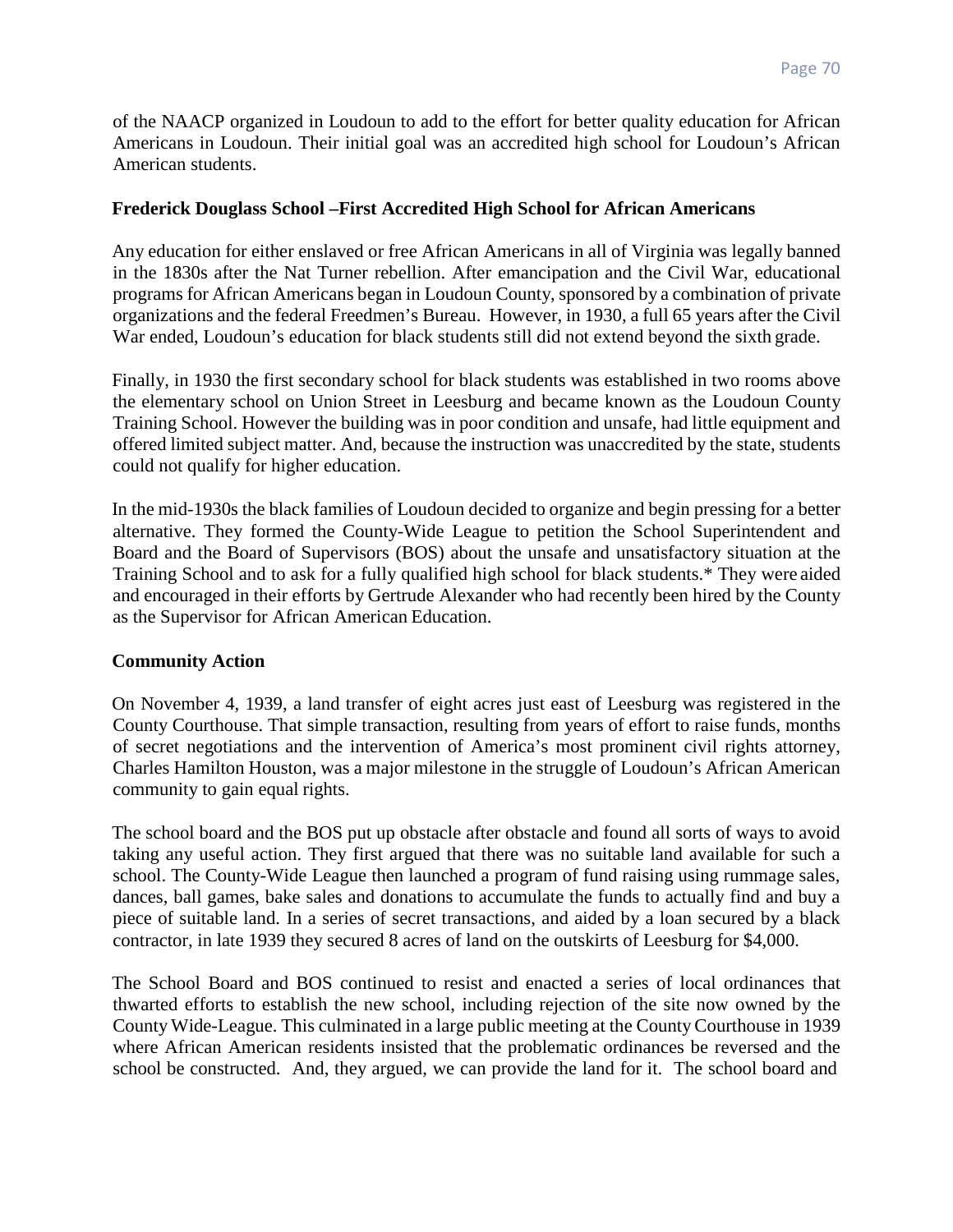of the NAACP organized in Loudoun to add to the effort for better quality education for African Americans in Loudoun. Their initial goal was an accredited high school for Loudoun's African American students.

### Frederick Douglass School –First Accredited High School for African Americans

Any education for either enslaved or free African Americans in all of Virginia was legally banned in the 1830s after the Nat Turner rebellion. After emancipation and the Civil War, educational programs for African Americans began in Loudoun County, sponsored by a combination of private organizations and the federal Freedmen's Bureau. However, in 1930, a full 65 years after the Civil War ended, Loudoun's education for black students still did not extend beyond the sixth grade.

Finally, in 1930 the first secondary school for black students was established in two rooms above the elementary school on Union Street in Leesburg and became known as the Loudoun County Training School. However the building was in poor condition and unsafe, had little equipment and offered limited subject matter. And, because the instruction was unaccredited by the state, students could not qualify for higher education.

In the mid-1930s the black families of Loudoun decided to organize and begin pressing for a better alternative. They formed the County-Wide League to petition the School Superintendent and Board and the Board of Supervisors (BOS) about the unsafe and unsatisfactory situation at the Training School and to ask for a fully qualified high school for black students.* They were aided and encouraged in their efforts by Gertrude Alexander who had recently been hired by the County as the Supervisor for African American Education.

### Community Action

On November 4, 1939, a land transfer of eight acres just east of Leesburg was registered in the County Courthouse. That simple transaction, resulting from years of effort to raise funds, months of secret negotiations and the intervention of America's most prominent civil rights attorney, Charles Hamilton Houston, was a major milestone in the struggle of Loudoun's African American community to gain equal rights.

The school board and the BOS put up obstacle after obstacle and found all sorts of ways to avoid taking any useful action. They first argued that there was no suitable land available for such a school. The County-Wide League then launched a program of fund raising using rummage sales, dances, ball games, bake sales and donations to accumulate the funds to actually find and buy a piece of suitable land. In a series of secret transactions, and aided by a loan secured by a black contractor, in late 1939 they secured 8 acres of land on the outskirts of Leesburg for $4,000.

The School Board and BOS continued to resist and enacted a series of local ordinances that thwarted efforts to establish the new school, including rejection of the site now owned by the County Wide-League. This culminated in a large public meeting at the County Courthouse in 1939 where African American residents insisted that the problematic ordinances be reversed and the school be constructed. And, they argued, we can provide the land for it. The school board and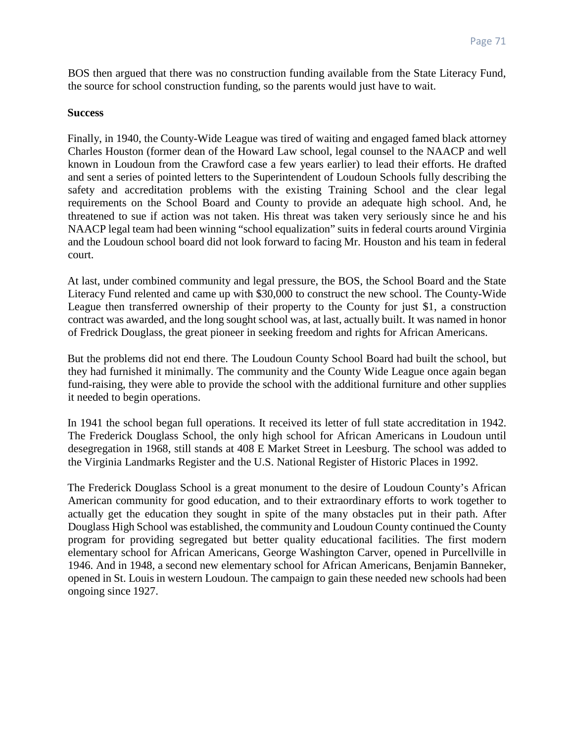BOS then argued that there was no construction funding available from the State Literacy Fund, the source for school construction funding, so the parents would just have to wait.

**Success**

Finally, in 1940, the County-Wide League was tired of waiting and engaged famed black attorney Charles Houston (former dean of the Howard Law school, legal counsel to the NAACP and well known in Loudoun from the Crawford case a few years earlier) to lead their efforts. He drafted and sent a series of pointed letters to the Superintendent of Loudoun Schools fully describing the safety and accreditation problems with the existing Training School and the clear legal requirements on the School Board and County to provide an adequate high school. And, he threatened to sue if action was not taken. His threat was taken very seriously since he and his NAACP legal team had been winning "school equalization" suits in federal courts around Virginia and the Loudoun school board did not look forward to facing Mr. Houston and his team in federal court.

At last, under combined community and legal pressure, the BOS, the School Board and the State Literacy Fund relented and came up with $30,000 to construct the new school. The County-Wide League then transferred ownership of their property to the County for just $1, a construction contract was awarded, and the long sought school was, at last, actually built. It was named in honor of Fredrick Douglass, the great pioneer in seeking freedom and rights for African Americans.

But the problems did not end there. The Loudoun County School Board had built the school, but they had furnished it minimally. The community and the County Wide League once again began fund-raising, they were able to provide the school with the additional furniture and other supplies it needed to begin operations.

In 1941 the school began full operations. It received its letter of full state accreditation in 1942. The Frederick Douglass School, the only high school for African Americans in Loudoun until desegregation in 1968, still stands at 408 E Market Street in Leesburg. The school was added to the Virginia Landmarks Register and the U.S. National Register of Historic Places in 1992.

The Frederick Douglass School is a great monument to the desire of Loudoun County's African American community for good education, and to their extraordinary efforts to work together to actually get the education they sought in spite of the many obstacles put in their path. After Douglass High School was established, the community and Loudoun County continued the County program for providing segregated but better quality educational facilities. The first modern elementary school for African Americans, George Washington Carver, opened in Purcellville in 1946. And in 1948, a second new elementary school for African Americans, Benjamin Banneker, opened in St. Louis in western Loudoun. The campaign to gain these needed new schools had been ongoing since 1927.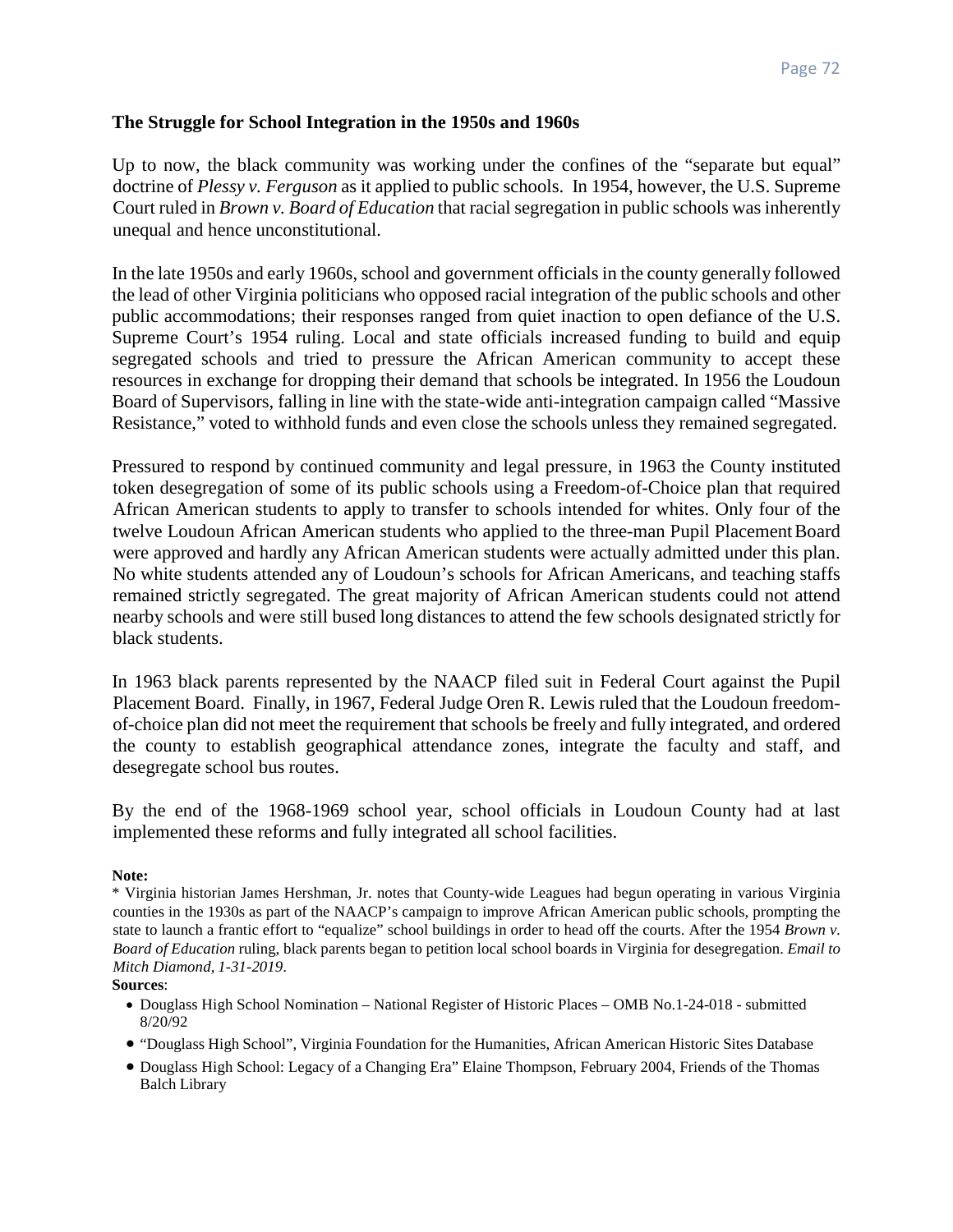## The Struggle for School Integration in the 1950s and 1960s

Up to now, the black community was working under the confines of the "separate but equal" doctrine of *Plessy v. Ferguson* as it applied to public schools. In 1954, however, the U.S. Supreme Court ruled in *Brown v. Board of Education* that racial segregation in public schools was inherently unequal and hence unconstitutional.

In the late 1950s and early 1960s, school and government officials in the county generally followed the lead of other Virginia politicians who opposed racial integration of the public schools and other public accommodations; their responses ranged from quiet inaction to open defiance of the U.S. Supreme Court's 1954 ruling. Local and state officials increased funding to build and equip segregated schools and tried to pressure the African American community to accept these resources in exchange for dropping their demand that schools be integrated. In 1956 the Loudoun Board of Supervisors, falling in line with the state-wide anti-integration campaign called "Massive Resistance," voted to withhold funds and even close the schools unless they remained segregated.

Pressured to respond by continued community and legal pressure, in 1963 the County instituted token desegregation of some of its public schools using a Freedom-of-Choice plan that required African American students to apply to transfer to schools intended for whites. Only four of the twelve Loudoun African American students who applied to the three-man Pupil Placement Board were approved and hardly any African American students were actually admitted under this plan. No white students attended any of Loudoun's schools for African Americans, and teaching staffs remained strictly segregated. The great majority of African American students could not attend nearby schools and were still bused long distances to attend the few schools designated strictly for black students.

In 1963 black parents represented by the NAACP filed suit in Federal Court against the Pupil Placement Board. Finally, in 1967, Federal Judge Oren R. Lewis ruled that the Loudoun freedom-of-choice plan did not meet the requirement that schools be freely and fully integrated, and ordered the county to establish geographical attendance zones, integrate the faculty and staff, and desegregate school bus routes.

By the end of the 1968-1969 school year, school officials in Loudoun County had at last implemented these reforms and fully integrated all school facilities.

**Note:**

* Virginia historian James Hershman, Jr. notes that County-wide Leagues had begun operating in various Virginia counties in the 1930s as part of the NAACP's campaign to improve African American public schools, prompting the state to launch a frantic effort to "equalize" school buildings in order to head off the courts. After the 1954 *Brown v. Board of Education* ruling, black parents began to petition local school boards in Virginia for desegregation. *Email to Mitch Diamond, 1-31-2019*.

**Sources**:

- Douglass High School Nomination – National Register of Historic Places – OMB No.1-24-018 - submitted 8/20/92
- "Douglass High School", Virginia Foundation for the Humanities, African American Historic Sites Database
- Douglass High School: Legacy of a Changing Era" Elaine Thompson, February 2004, Friends of the Thomas Balch Library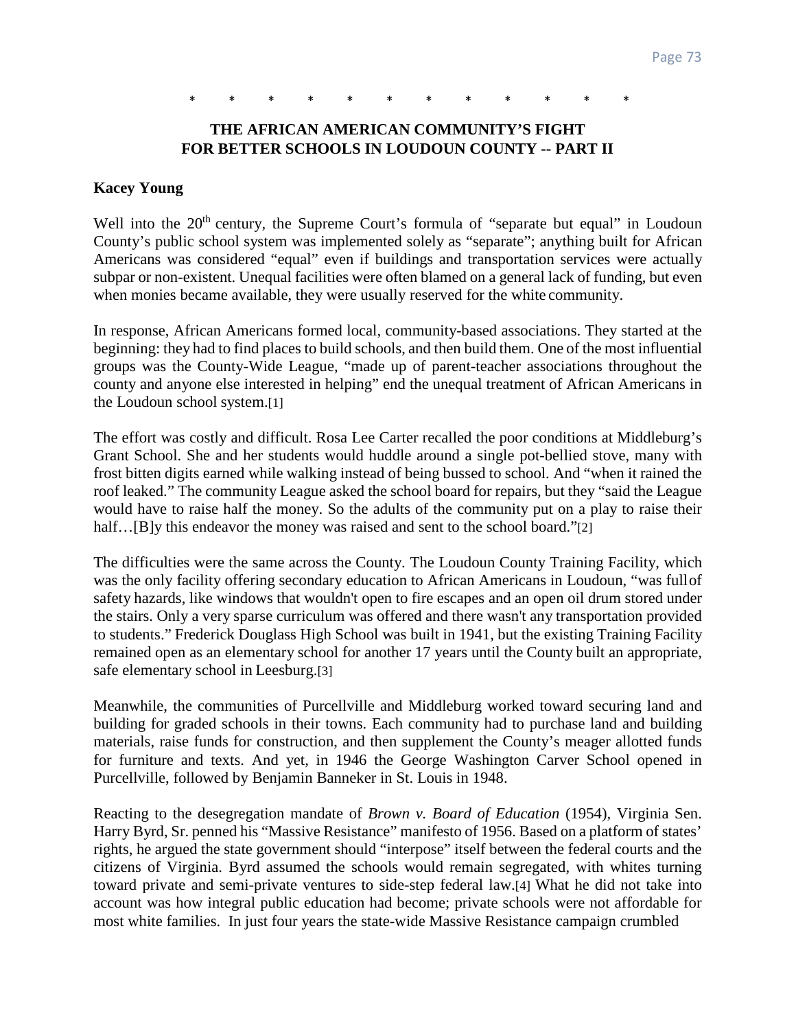\*   \*   \*   \*   \*   \*   \*   \*   \*   \*   \*   \*

## THE AFRICAN AMERICAN COMMUNITY'S FIGHT FOR BETTER SCHOOLS IN LOUDOUN COUNTY -- PART II

**Kacey Young**

Well into the 20th century, the Supreme Court's formula of "separate but equal" in Loudoun County's public school system was implemented solely as "separate"; anything built for African Americans was considered "equal" even if buildings and transportation services were actually subpar or non-existent. Unequal facilities were often blamed on a general lack of funding, but even when monies became available, they were usually reserved for the white community.

In response, African Americans formed local, community-based associations. They started at the beginning: they had to find places to build schools, and then build them. One of the most influential groups was the County-Wide League, "made up of parent-teacher associations throughout the county and anyone else interested in helping" end the unequal treatment of African Americans in the Loudoun school system.[1]

The effort was costly and difficult. Rosa Lee Carter recalled the poor conditions at Middleburg's Grant School. She and her students would huddle around a single pot-bellied stove, many with frost bitten digits earned while walking instead of being bussed to school. And "when it rained the roof leaked." The community League asked the school board for repairs, but they "said the League would have to raise half the money. So the adults of the community put on a play to raise their half…[B]y this endeavor the money was raised and sent to the school board."[2]

The difficulties were the same across the County. The Loudoun County Training Facility, which was the only facility offering secondary education to African Americans in Loudoun, "was full of safety hazards, like windows that wouldn't open to fire escapes and an open oil drum stored under the stairs. Only a very sparse curriculum was offered and there wasn't any transportation provided to students." Frederick Douglass High School was built in 1941, but the existing Training Facility remained open as an elementary school for another 17 years until the County built an appropriate, safe elementary school in Leesburg.[3]

Meanwhile, the communities of Purcellville and Middleburg worked toward securing land and building for graded schools in their towns. Each community had to purchase land and building materials, raise funds for construction, and then supplement the County's meager allotted funds for furniture and texts. And yet, in 1946 the George Washington Carver School opened in Purcellville, followed by Benjamin Banneker in St. Louis in 1948.

Reacting to the desegregation mandate of *Brown v. Board of Education* (1954), Virginia Sen. Harry Byrd, Sr. penned his "Massive Resistance" manifesto of 1956. Based on a platform of states' rights, he argued the state government should "interpose" itself between the federal courts and the citizens of Virginia. Byrd assumed the schools would remain segregated, with whites turning toward private and semi-private ventures to side-step federal law.[4] What he did not take into account was how integral public education had become; private schools were not affordable for most white families. In just four years the state-wide Massive Resistance campaign crumbled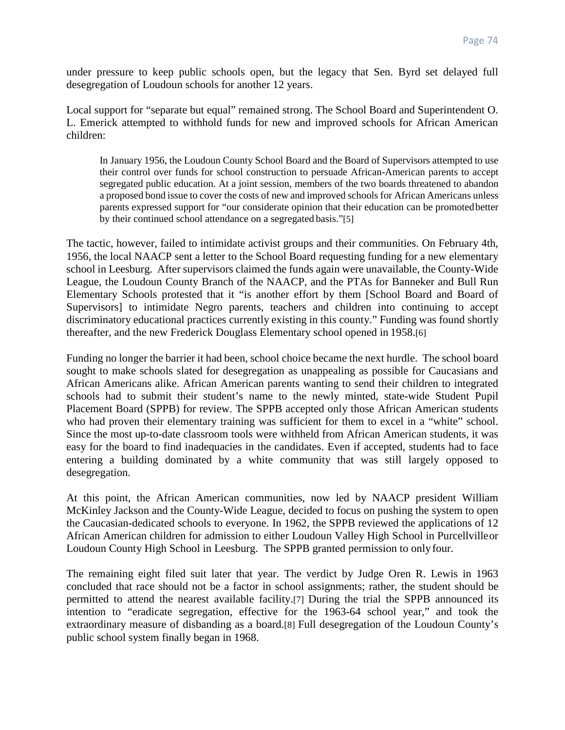under pressure to keep public schools open, but the legacy that Sen. Byrd set delayed full desegregation of Loudoun schools for another 12 years.

Local support for "separate but equal" remained strong. The School Board and Superintendent O. L. Emerick attempted to withhold funds for new and improved schools for African American children:

> In January 1956, the Loudoun County School Board and the Board of Supervisors attempted to use their control over funds for school construction to persuade African-American parents to accept segregated public education. At a joint session, members of the two boards threatened to abandon a proposed bond issue to cover the costs of new and improved schools for African Americans unless parents expressed support for "our considerate opinion that their education can be promoted better by their continued school attendance on a segregated basis."[5]

The tactic, however, failed to intimidate activist groups and their communities. On February 4th, 1956, the local NAACP sent a letter to the School Board requesting funding for a new elementary school in Leesburg. After supervisors claimed the funds again were unavailable, the County-Wide League, the Loudoun County Branch of the NAACP, and the PTAs for Banneker and Bull Run Elementary Schools protested that it "is another effort by them [School Board and Board of Supervisors] to intimidate Negro parents, teachers and children into continuing to accept discriminatory educational practices currently existing in this county." Funding was found shortly thereafter, and the new Frederick Douglass Elementary school opened in 1958.[6]

Funding no longer the barrier it had been, school choice became the next hurdle. The school board sought to make schools slated for desegregation as unappealing as possible for Caucasians and African Americans alike. African American parents wanting to send their children to integrated schools had to submit their student's name to the newly minted, state-wide Student Pupil Placement Board (SPPB) for review. The SPPB accepted only those African American students who had proven their elementary training was sufficient for them to excel in a "white" school. Since the most up-to-date classroom tools were withheld from African American students, it was easy for the board to find inadequacies in the candidates. Even if accepted, students had to face entering a building dominated by a white community that was still largely opposed to desegregation.

At this point, the African American communities, now led by NAACP president William McKinley Jackson and the County-Wide League, decided to focus on pushing the system to open the Caucasian-dedicated schools to everyone. In 1962, the SPPB reviewed the applications of 12 African American children for admission to either Loudoun Valley High School in Purcellville or Loudoun County High School in Leesburg. The SPPB granted permission to only four.

The remaining eight filed suit later that year. The verdict by Judge Oren R. Lewis in 1963 concluded that race should not be a factor in school assignments; rather, the student should be permitted to attend the nearest available facility.[7] During the trial the SPPB announced its intention to "eradicate segregation, effective for the 1963-64 school year," and took the extraordinary measure of disbanding as a board.[8] Full desegregation of the Loudoun County's public school system finally began in 1968.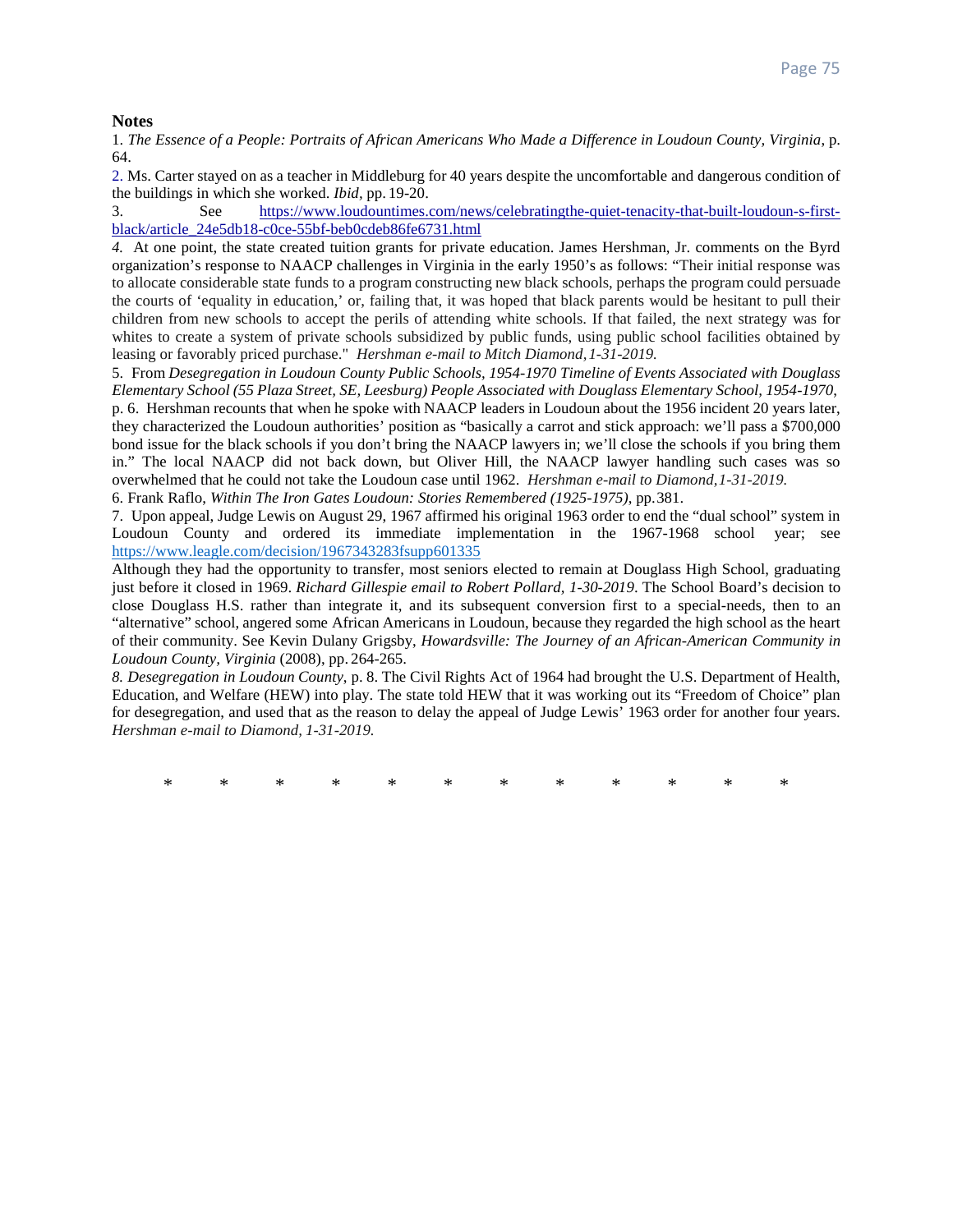**Notes**

1. *The Essence of a People: Portraits of African Americans Who Made a Difference in Loudoun County, Virginia*, p. 64.

2. Ms. Carter stayed on as a teacher in Middleburg for 40 years despite the uncomfortable and dangerous condition of the buildings in which she worked. *Ibid*, pp. 19-20.

3. See https://www.loudountimes.com/news/celebratingthe-quiet-tenacity-that-built-loudoun-s-first-black/article_24e5db18-c0ce-55bf-beb0cdeb86fe6731.html

*4.* At one point, the state created tuition grants for private education. James Hershman, Jr. comments on the Byrd organization's response to NAACP challenges in Virginia in the early 1950's as follows: "Their initial response was to allocate considerable state funds to a program constructing new black schools, perhaps the program could persuade the courts of 'equality in education,' or, failing that, it was hoped that black parents would be hesitant to pull their children from new schools to accept the perils of attending white schools. If that failed, the next strategy was for whites to create a system of private schools subsidized by public funds, using public school facilities obtained by leasing or favorably priced purchase." *Hershman e-mail to Mitch Diamond, 1-31-2019.*

5. From *Desegregation in Loudoun County Public Schools, 1954-1970 Timeline of Events Associated with Douglass Elementary School (55 Plaza Street, SE, Leesburg) People Associated with Douglass Elementary School, 1954-1970*, p. 6. Hershman recounts that when he spoke with NAACP leaders in Loudoun about the 1956 incident 20 years later, they characterized the Loudoun authorities' position as "basically a carrot and stick approach: we'll pass a $700,000 bond issue for the black schools if you don't bring the NAACP lawyers in; we'll close the schools if you bring them in." The local NAACP did not back down, but Oliver Hill, the NAACP lawyer handling such cases was so overwhelmed that he could not take the Loudoun case until 1962. *Hershman e-mail to Diamond, 1-31-2019.*

6. Frank Raflo, *Within The Iron Gates Loudoun: Stories Remembered (1925-1975)*, pp. 381.

7. Upon appeal, Judge Lewis on August 29, 1967 affirmed his original 1963 order to end the "dual school" system in Loudoun County and ordered its immediate implementation in the 1967-1968 school year; see https://www.leagle.com/decision/1967343283fsupp601335

Although they had the opportunity to transfer, most seniors elected to remain at Douglass High School, graduating just before it closed in 1969. *Richard Gillespie email to Robert Pollard, 1-30-2019*. The School Board's decision to close Douglass H.S. rather than integrate it, and its subsequent conversion first to a special-needs, then to an "alternative" school, angered some African Americans in Loudoun, because they regarded the high school as the heart of their community. See Kevin Dulany Grigsby, *Howardsville: The Journey of an African-American Community in Loudoun County, Virginia* (2008), pp. 264-265.

*8. Desegregation in Loudoun County*, p. 8. The Civil Rights Act of 1964 had brought the U.S. Department of Health, Education, and Welfare (HEW) into play. The state told HEW that it was working out its "Freedom of Choice" plan for desegregation, and used that as the reason to delay the appeal of Judge Lewis' 1963 order for another four years. *Hershman e-mail to Diamond, 1-31-2019.*

\* \* \* \* \* \* \* \* \* \* \* \*